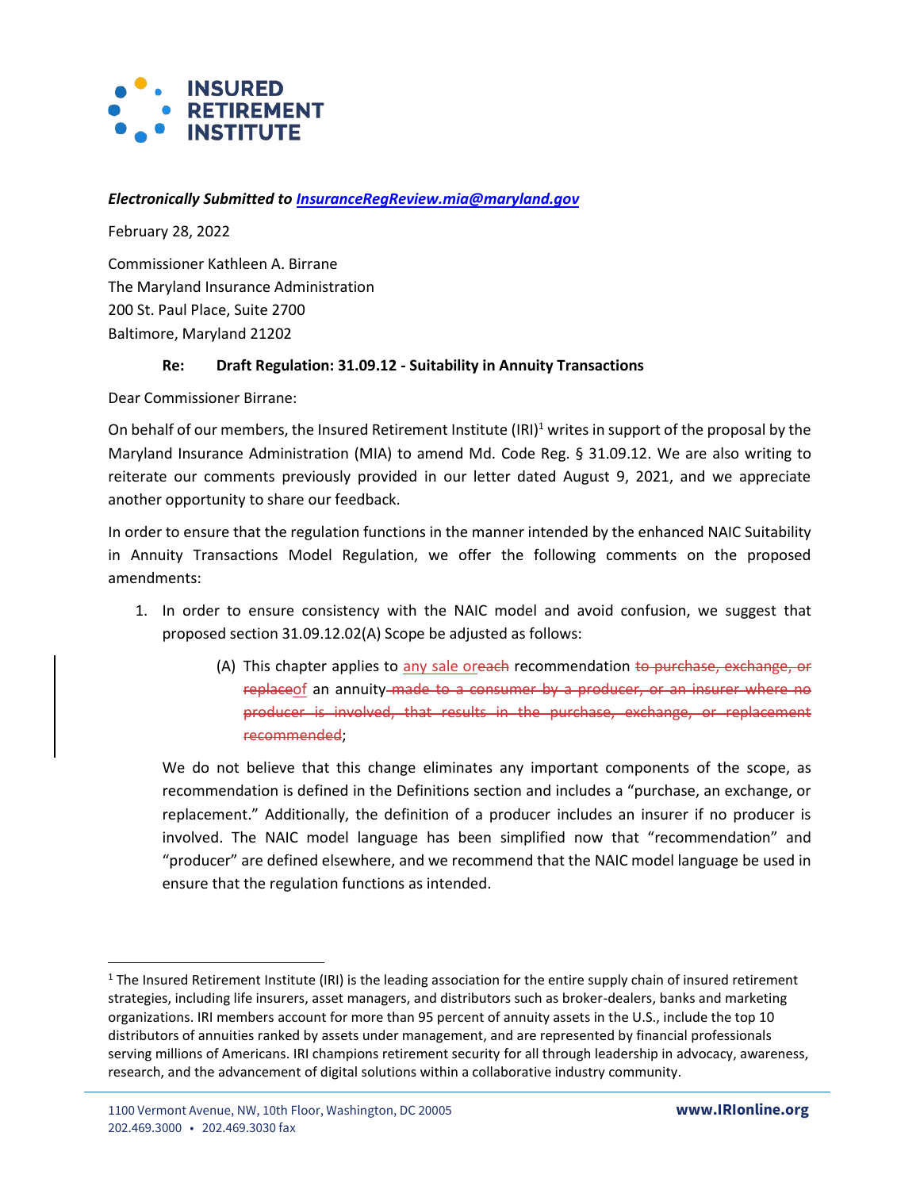**INSURED RETIREMENT INSTITUTE**

***Electronically Submitted to [InsuranceRegReview.mia@maryland.gov](mailto:InsuranceRegReview.mia@maryland.gov)***

February 28, 2022

Commissioner Kathleen A. Birrane
The Maryland Insurance Administration
200 St. Paul Place, Suite 2700
Baltimore, Maryland 21202

**Re: Draft Regulation: 31.09.12 - Suitability in Annuity Transactions**

Dear Commissioner Birrane:

On behalf of our members, the Insured Retirement Institute (IRI)[1] writes in support of the proposal by the Maryland Insurance Administration (MIA) to amend Md. Code Reg. § 31.09.12. We are also writing to reiterate our comments previously provided in our letter dated August 9, 2021, and we appreciate another opportunity to share our feedback.

In order to ensure that the regulation functions in the manner intended by the enhanced NAIC Suitability in Annuity Transactions Model Regulation, we offer the following comments on the proposed amendments:

1. In order to ensure consistency with the NAIC model and avoid confusion, we suggest that proposed section 31.09.12.02(A) Scope be adjusted as follows:

   > (A) This chapter applies to <u>any sale or</u>~~each~~ recommendation ~~to purchase, exchange, or replace~~<u>of</u> an annuity ~~made to a consumer by a producer, or an insurer where no producer is involved, that results in the purchase, exchange, or replacement recommended~~;

   We do not believe that this change eliminates any important components of the scope, as recommendation is defined in the Definitions section and includes a "purchase, an exchange, or replacement." Additionally, the definition of a producer includes an insurer if no producer is involved. The NAIC model language has been simplified now that "recommendation" and "producer" are defined elsewhere, and we recommend that the NAIC model language be used in ensure that the regulation functions as intended.

---

[1] The Insured Retirement Institute (IRI) is the leading association for the entire supply chain of insured retirement strategies, including life insurers, asset managers, and distributors such as broker-dealers, banks and marketing organizations. IRI members account for more than 95 percent of annuity assets in the U.S., include the top 10 distributors of annuities ranked by assets under management, and are represented by financial professionals serving millions of Americans. IRI champions retirement security for all through leadership in advocacy, awareness, research, and the advancement of digital solutions within a collaborative industry community.

1100 Vermont Avenue, NW, 10th Floor, Washington, DC 20005
202.469.3000 • 202.469.3030 fax
**www.IRIonline.org**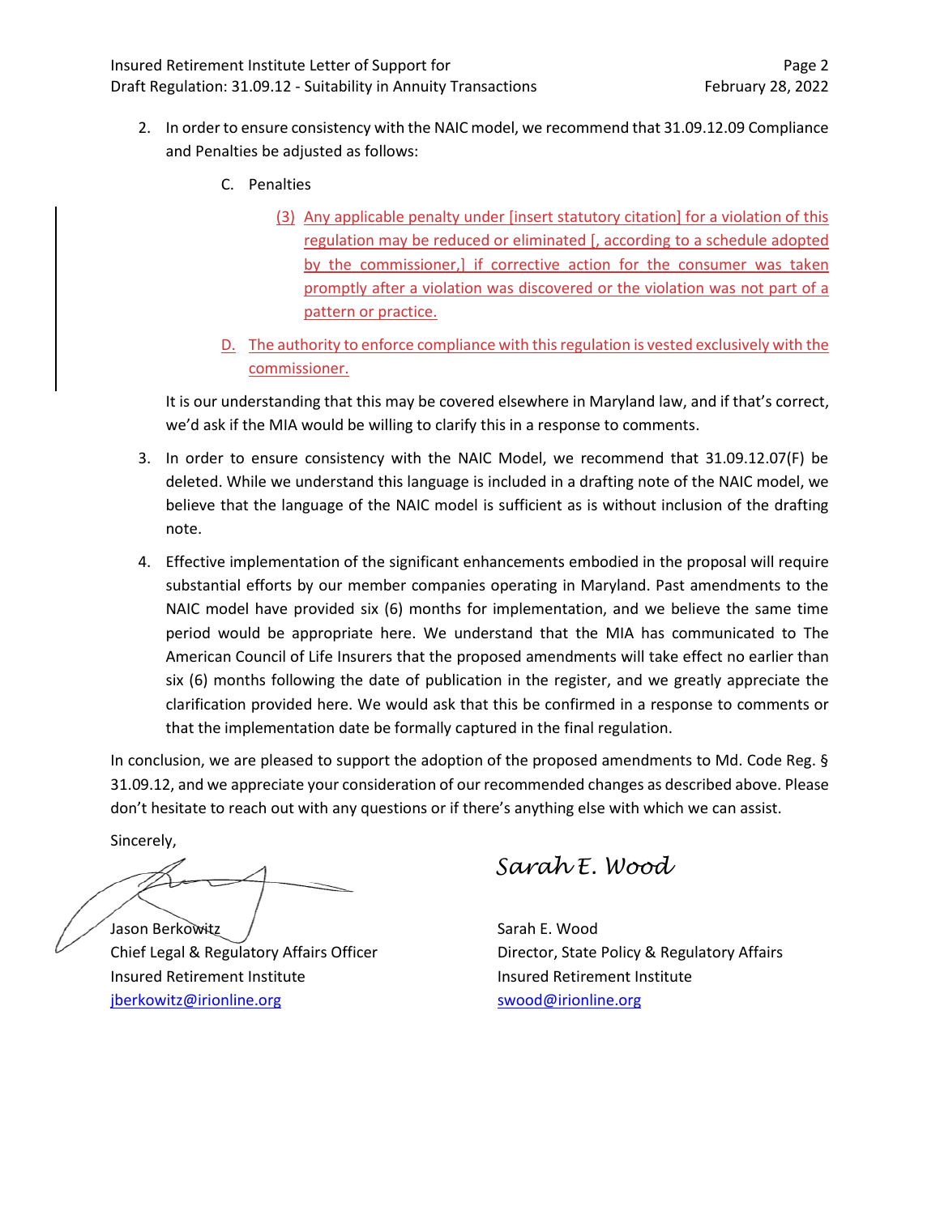2. In order to ensure consistency with the NAIC model, we recommend that 31.09.12.09 Compliance and Penalties be adjusted as follows:

   C. Penalties

      (3) Any applicable penalty under [insert statutory citation] for a violation of this regulation may be reduced or eliminated [, according to a schedule adopted by the commissioner,] if corrective action for the consumer was taken promptly after a violation was discovered or the violation was not part of a pattern or practice.

   D. The authority to enforce compliance with this regulation is vested exclusively with the commissioner.

   It is our understanding that this may be covered elsewhere in Maryland law, and if that's correct, we'd ask if the MIA would be willing to clarify this in a response to comments.

3. In order to ensure consistency with the NAIC Model, we recommend that 31.09.12.07(F) be deleted. While we understand this language is included in a drafting note of the NAIC model, we believe that the language of the NAIC model is sufficient as is without inclusion of the drafting note.

4. Effective implementation of the significant enhancements embodied in the proposal will require substantial efforts by our member companies operating in Maryland. Past amendments to the NAIC model have provided six (6) months for implementation, and we believe the same time period would be appropriate here. We understand that the MIA has communicated to The American Council of Life Insurers that the proposed amendments will take effect no earlier than six (6) months following the date of publication in the register, and we greatly appreciate the clarification provided here. We would ask that this be confirmed in a response to comments or that the implementation date be formally captured in the final regulation.

In conclusion, we are pleased to support the adoption of the proposed amendments to Md. Code Reg. § 31.09.12, and we appreciate your consideration of our recommended changes as described above. Please don't hesitate to reach out with any questions or if there's anything else with which we can assist.

Sincerely,

*Sarah E. Wood*

Jason Berkowitz
Chief Legal & Regulatory Affairs Officer
Insured Retirement Institute
jberkowitz@irionline.org

Sarah E. Wood
Director, State Policy & Regulatory Affairs
Insured Retirement Institute
swood@irionline.org